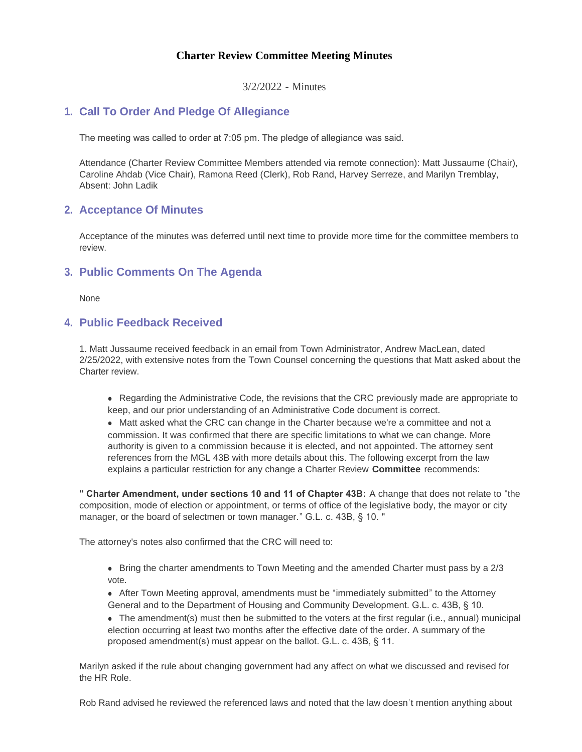# Charter Review Committee Meeting Minutes

3/2/2022 - Minutes

## 1. Call To Order And Pledge Of Allegiance

The meeting was called to order at 7:05 pm. The pledge of allegiance was said.

Attendance (Charter Review Committee Members attended via remote connection): Matt Jussaume (Chair), Caroline Ahdab (Vice Chair), Ramona Reed (Clerk), Rob Rand, Harvey Serreze, and Marilyn Tremblay, Absent: John Ladik

## 2. Acceptance Of Minutes

Acceptance of the minutes was deferred until next time to provide more time for the committee members to review.

## 3. Public Comments On The Agenda

None

## 4. Public Feedback Received

1. Matt Jussaume received feedback in an email from Town Administrator, Andrew MacLean, dated 2/25/2022, with extensive notes from the Town Counsel concerning the questions that Matt asked about the Charter review.

- Regarding the Administrative Code, the revisions that the CRC previously made are appropriate to keep, and our prior understanding of an Administrative Code document is correct.
- Matt asked what the CRC can change in the Charter because we're a committee and not a commission. It was confirmed that there are specific limitations to what we can change. More authority is given to a commission because it is elected, and not appointed. The attorney sent references from the MGL 43B with more details about this. The following excerpt from the law explains a particular restriction for any change a Charter Review **Committee** recommends:

**" Charter Amendment, under sections 10 and 11 of Chapter 43B:** A change that does not relate to "the composition, mode of election or appointment, or terms of office of the legislative body, the mayor or city manager, or the board of selectmen or town manager." G.L. c. 43B, § 10. **"**

The attorney's notes also confirmed that the CRC will need to:

- Bring the charter amendments to Town Meeting and the amended Charter must pass by a 2/3 vote.
- After Town Meeting approval, amendments must be "immediately submitted" to the Attorney General and to the Department of Housing and Community Development. G.L. c. 43B, § 10.
- The amendment(s) must then be submitted to the voters at the first regular (i.e., annual) municipal election occurring at least two months after the effective date of the order. A summary of the proposed amendment(s) must appear on the ballot. G.L. c. 43B, § 11.

Marilyn asked if the rule about changing government had any affect on what we discussed and revised for the HR Role.

Rob Rand advised he reviewed the referenced laws and noted that the law doesn't mention anything about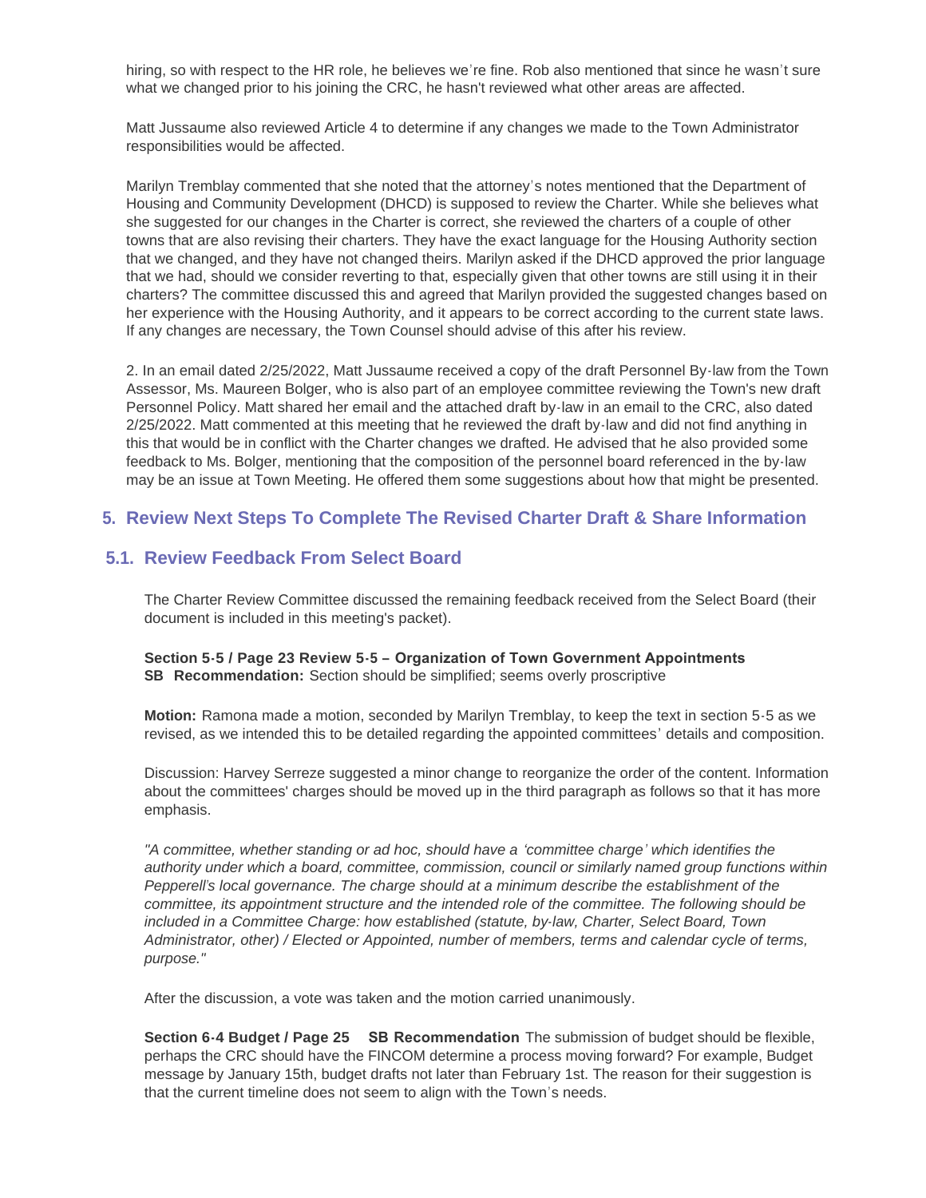hiring, so with respect to the HR role, he believes we're fine. Rob also mentioned that since he wasn't sure what we changed prior to his joining the CRC, he hasn't reviewed what other areas are affected.

Matt Jussaume also reviewed Article 4 to determine if any changes we made to the Town Administrator responsibilities would be affected.

Marilyn Tremblay commented that she noted that the attorney's notes mentioned that the Department of Housing and Community Development (DHCD) is supposed to review the Charter. While she believes what she suggested for our changes in the Charter is correct, she reviewed the charters of a couple of other towns that are also revising their charters. They have the exact language for the Housing Authority section that we changed, and they have not changed theirs. Marilyn asked if the DHCD approved the prior language that we had, should we consider reverting to that, especially given that other towns are still using it in their charters? The committee discussed this and agreed that Marilyn provided the suggested changes based on her experience with the Housing Authority, and it appears to be correct according to the current state laws. If any changes are necessary, the Town Counsel should advise of this after his review.

2. In an email dated 2/25/2022, Matt Jussaume received a copy of the draft Personnel By-law from the Town Assessor, Ms. Maureen Bolger, who is also part of an employee committee reviewing the Town's new draft Personnel Policy. Matt shared her email and the attached draft by-law in an email to the CRC, also dated 2/25/2022. Matt commented at this meeting that he reviewed the draft by-law and did not find anything in this that would be in conflict with the Charter changes we drafted. He advised that he also provided some feedback to Ms. Bolger, mentioning that the composition of the personnel board referenced in the by-law may be an issue at Town Meeting. He offered them some suggestions about how that might be presented.

## 5. Review Next Steps To Complete The Revised Charter Draft & Share Information

### 5.1. Review Feedback From Select Board

The Charter Review Committee discussed the remaining feedback received from the Select Board (their document is included in this meeting's packet).

**Section 5-5 / Page 23 Review 5-5 – Organization of Town Government Appointments**
**SB Recommendation:** Section should be simplified; seems overly proscriptive

**Motion:** Ramona made a motion, seconded by Marilyn Tremblay, to keep the text in section 5-5 as we revised, as we intended this to be detailed regarding the appointed committees' details and composition.

Discussion: Harvey Serreze suggested a minor change to reorganize the order of the content. Information about the committees' charges should be moved up in the third paragraph as follows so that it has more emphasis.

*"A committee, whether standing or ad hoc, should have a 'committee charge' which identifies the authority under which a board, committee, commission, council or similarly named group functions within Pepperell's local governance. The charge should at a minimum describe the establishment of the committee, its appointment structure and the intended role of the committee. The following should be included in a Committee Charge: how established (statute, by-law, Charter, Select Board, Town Administrator, other) / Elected or Appointed, number of members, terms and calendar cycle of terms, purpose."*

After the discussion, a vote was taken and the motion carried unanimously.

**Section 6-4 Budget / Page 25 SB Recommendation** The submission of budget should be flexible, perhaps the CRC should have the FINCOM determine a process moving forward? For example, Budget message by January 15th, budget drafts not later than February 1st. The reason for their suggestion is that the current timeline does not seem to align with the Town's needs.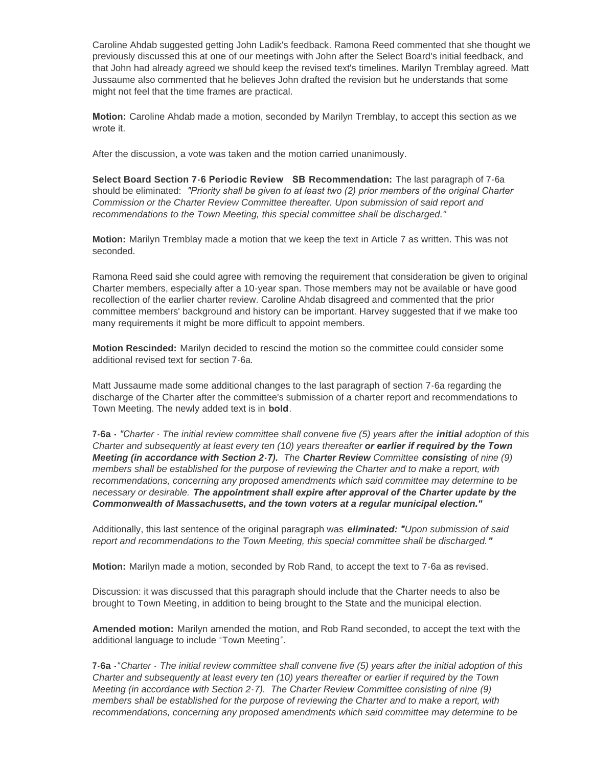Caroline Ahdab suggested getting John Ladik's feedback. Ramona Reed commented that she thought we previously discussed this at one of our meetings with John after the Select Board's initial feedback, and that John had already agreed we should keep the revised text's timelines. Marilyn Tremblay agreed. Matt Jussaume also commented that he believes John drafted the revision but he understands that some might not feel that the time frames are practical.

**Motion:** Caroline Ahdab made a motion, seconded by Marilyn Tremblay, to accept this section as we wrote it.

After the discussion, a vote was taken and the motion carried unanimously.

**Select Board Section 7-6 Periodic Review SB Recommendation:** The last paragraph of 7-6a should be eliminated: *"Priority shall be given to at least two (2) prior members of the original Charter Commission or the Charter Review Committee thereafter. Upon submission of said report and recommendations to the Town Meeting, this special committee shall be discharged."*

**Motion:** Marilyn Tremblay made a motion that we keep the text in Article 7 as written. This was not seconded.

Ramona Reed said she could agree with removing the requirement that consideration be given to original Charter members, especially after a 10-year span. Those members may not be available or have good recollection of the earlier charter review. Caroline Ahdab disagreed and commented that the prior committee members' background and history can be important. Harvey suggested that if we make too many requirements it might be more difficult to appoint members.

**Motion Rescinded:** Marilyn decided to rescind the motion so the committee could consider some additional revised text for section 7-6a.

Matt Jussaume made some additional changes to the last paragraph of section 7-6a regarding the discharge of the Charter after the committee's submission of a charter report and recommendations to Town Meeting. The newly added text is in **bold**.

**7-6a -** *"Charter - The initial review committee shall convene five (5) years after the* ***initial*** *adoption of this Charter and subsequently at least every ten (10) years thereafter* ***or earlier if required by the Town Meeting (in accordance with Section 2-7).*** *The* ***Charter Review*** *Committee* ***consisting*** *of nine (9) members shall be established for the purpose of reviewing the Charter and to make a report, with recommendations, concerning any proposed amendments which said committee may determine to be necessary or desirable.* ***The appointment shall expire after approval of the Charter update by the Commonwealth of Massachusetts, and the town voters at a regular municipal election."***

Additionally, this last sentence of the original paragraph was ***eliminated: "****Upon submission of said report and recommendations to the Town Meeting, this special committee shall be discharged.***"**

**Motion:** Marilyn made a motion, seconded by Rob Rand, to accept the text to 7-6a as revised.

Discussion: it was discussed that this paragraph should include that the Charter needs to also be brought to Town Meeting, in addition to being brought to the State and the municipal election.

**Amended motion:** Marilyn amended the motion, and Rob Rand seconded, to accept the text with the additional language to include "Town Meeting".

**7-6a -***"Charter - The initial review committee shall convene five (5) years after the initial adoption of this Charter and subsequently at least every ten (10) years thereafter or earlier if required by the Town Meeting (in accordance with Section 2-7). The Charter Review Committee consisting of nine (9) members shall be established for the purpose of reviewing the Charter and to make a report, with recommendations, concerning any proposed amendments which said committee may determine to be*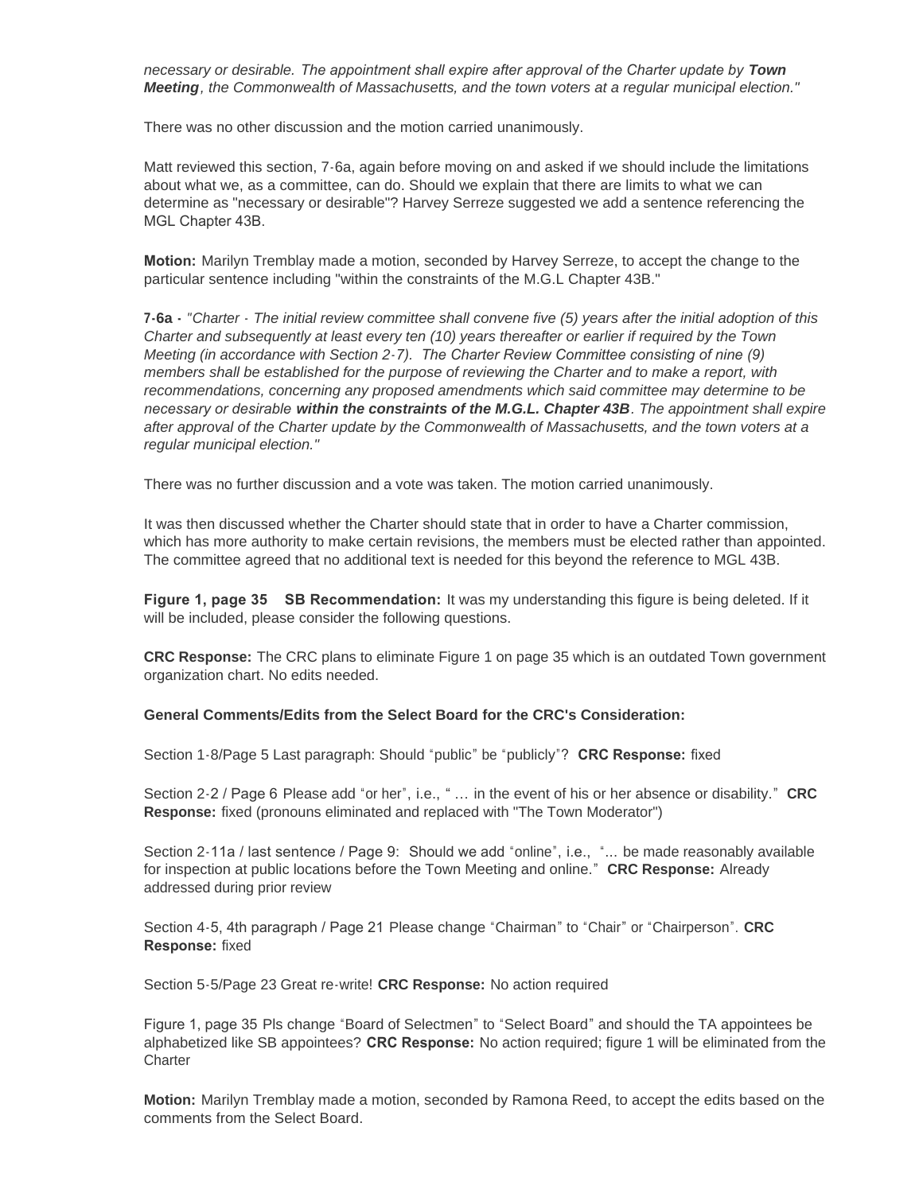*necessary or desirable. The appointment shall expire after approval of the Charter update by* ***Town Meeting****, the Commonwealth of Massachusetts, and the town voters at a regular municipal election."*

There was no other discussion and the motion carried unanimously.

Matt reviewed this section, 7-6a, again before moving on and asked if we should include the limitations about what we, as a committee, can do. Should we explain that there are limits to what we can determine as "necessary or desirable"? Harvey Serreze suggested we add a sentence referencing the MGL Chapter 43B.

**Motion:** Marilyn Tremblay made a motion, seconded by Harvey Serreze, to accept the change to the particular sentence including "within the constraints of the M.G.L Chapter 43B."

**7-6a -** *"Charter - The initial review committee shall convene five (5) years after the initial adoption of this Charter and subsequently at least every ten (10) years thereafter or earlier if required by the Town Meeting (in accordance with Section 2-7). The Charter Review Committee consisting of nine (9) members shall be established for the purpose of reviewing the Charter and to make a report, with recommendations, concerning any proposed amendments which said committee may determine to be necessary or desirable* ***within the constraints of the M.G.L. Chapter 43B****. The appointment shall expire after approval of the Charter update by the Commonwealth of Massachusetts, and the town voters at a regular municipal election."*

There was no further discussion and a vote was taken. The motion carried unanimously.

It was then discussed whether the Charter should state that in order to have a Charter commission, which has more authority to make certain revisions, the members must be elected rather than appointed. The committee agreed that no additional text is needed for this beyond the reference to MGL 43B.

**Figure 1, page 35 SB Recommendation:** It was my understanding this figure is being deleted. If it will be included, please consider the following questions.

**CRC Response:** The CRC plans to eliminate Figure 1 on page 35 which is an outdated Town government organization chart. No edits needed.

**General Comments/Edits from the Select Board for the CRC's Consideration:**

Section 1-8/Page 5 Last paragraph: Should "public" be "publicly"? **CRC Response:** fixed

Section 2-2 / Page 6 Please add "or her", i.e., " … in the event of his or her absence or disability." **CRC Response:** fixed (pronouns eliminated and replaced with "The Town Moderator")

Section 2-11a / last sentence / Page 9: Should we add "online", i.e., "... be made reasonably available for inspection at public locations before the Town Meeting and online." **CRC Response:** Already addressed during prior review

Section 4-5, 4th paragraph / Page 21 Please change "Chairman" to "Chair" or "Chairperson". **CRC Response:** fixed

Section 5-5/Page 23 Great re-write! **CRC Response:** No action required

Figure 1, page 35 Pls change "Board of Selectmen" to "Select Board" and should the TA appointees be alphabetized like SB appointees? **CRC Response:** No action required; figure 1 will be eliminated from the Charter

**Motion:** Marilyn Tremblay made a motion, seconded by Ramona Reed, to accept the edits based on the comments from the Select Board.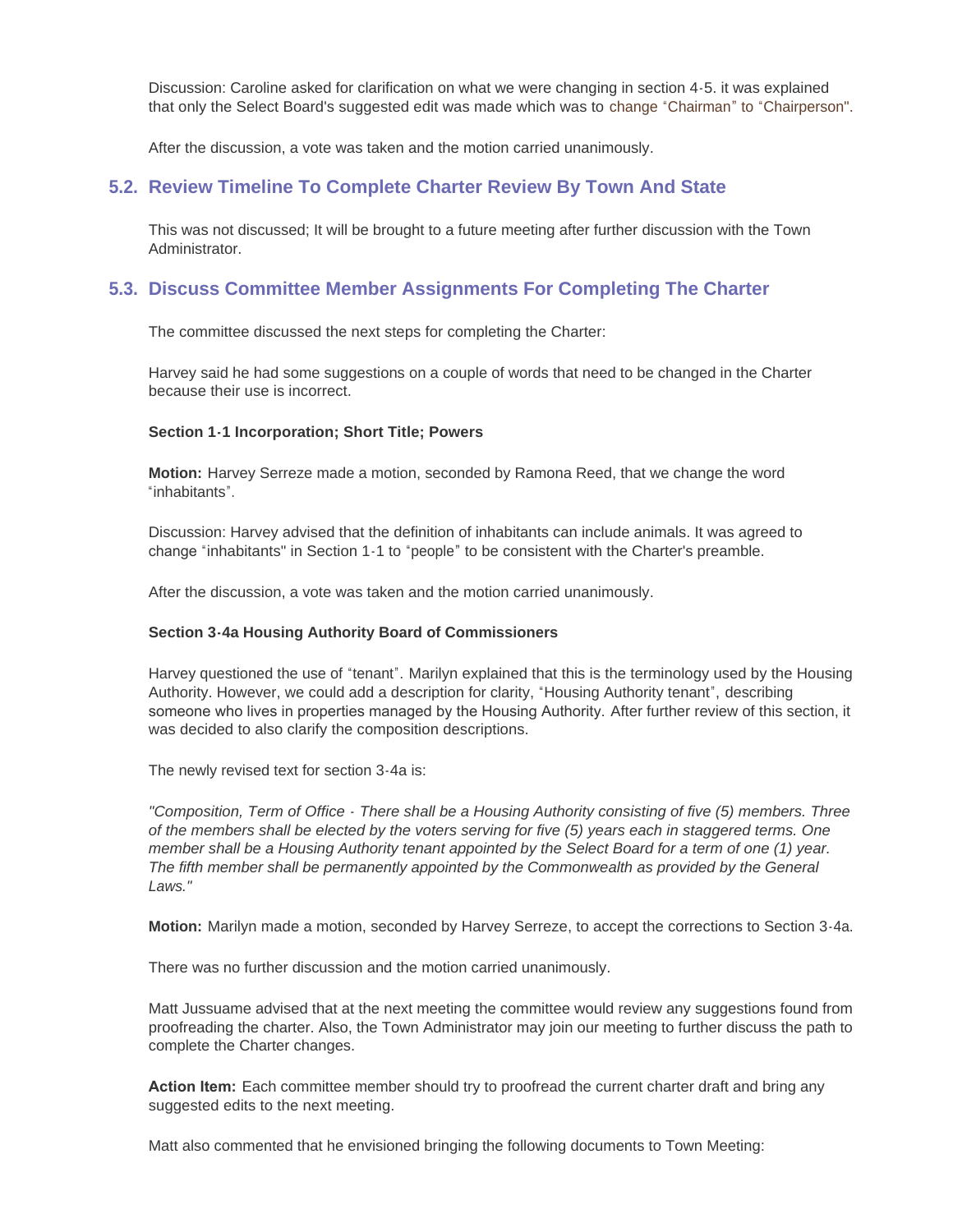Discussion: Caroline asked for clarification on what we were changing in section 4-5. it was explained that only the Select Board's suggested edit was made which was to change "Chairman" to "Chairperson".

After the discussion, a vote was taken and the motion carried unanimously.

## 5.2. Review Timeline To Complete Charter Review By Town And State

This was not discussed; It will be brought to a future meeting after further discussion with the Town Administrator.

## 5.3. Discuss Committee Member Assignments For Completing The Charter

The committee discussed the next steps for completing the Charter:

Harvey said he had some suggestions on a couple of words that need to be changed in the Charter because their use is incorrect.

**Section 1-1 Incorporation; Short Title; Powers**

**Motion:** Harvey Serreze made a motion, seconded by Ramona Reed, that we change the word "inhabitants".

Discussion: Harvey advised that the definition of inhabitants can include animals. It was agreed to change "inhabitants" in Section 1-1 to "people" to be consistent with the Charter's preamble.

After the discussion, a vote was taken and the motion carried unanimously.

**Section 3-4a Housing Authority Board of Commissioners**

Harvey questioned the use of "tenant". Marilyn explained that this is the terminology used by the Housing Authority. However, we could add a description for clarity, "Housing Authority tenant", describing someone who lives in properties managed by the Housing Authority. After further review of this section, it was decided to also clarify the composition descriptions.

The newly revised text for section 3-4a is:

*"Composition, Term of Office - There shall be a Housing Authority consisting of five (5) members. Three of the members shall be elected by the voters serving for five (5) years each in staggered terms. One member shall be a Housing Authority tenant appointed by the Select Board for a term of one (1) year. The fifth member shall be permanently appointed by the Commonwealth as provided by the General Laws."*

**Motion:** Marilyn made a motion, seconded by Harvey Serreze, to accept the corrections to Section 3-4a.

There was no further discussion and the motion carried unanimously.

Matt Jussuame advised that at the next meeting the committee would review any suggestions found from proofreading the charter. Also, the Town Administrator may join our meeting to further discuss the path to complete the Charter changes.

**Action Item:** Each committee member should try to proofread the current charter draft and bring any suggested edits to the next meeting.

Matt also commented that he envisioned bringing the following documents to Town Meeting: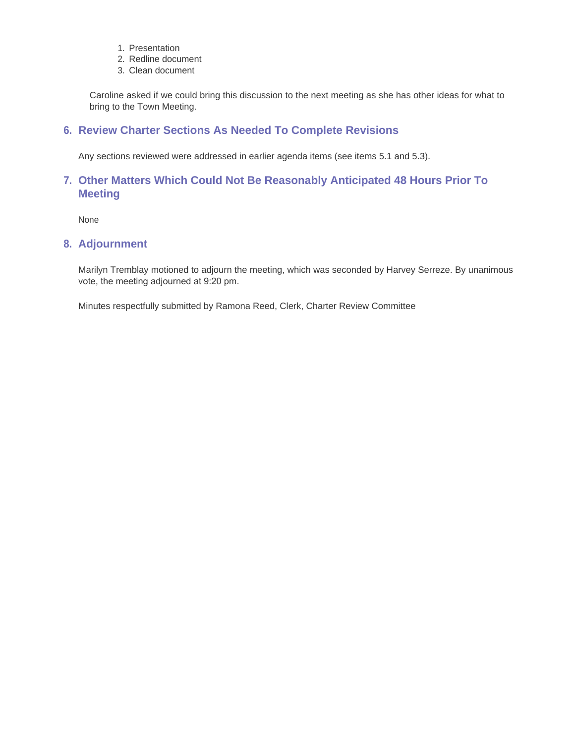1. Presentation
2. Redline document
3. Clean document

Caroline asked if we could bring this discussion to the next meeting as she has other ideas for what to bring to the Town Meeting.

## 6. Review Charter Sections As Needed To Complete Revisions

Any sections reviewed were addressed in earlier agenda items (see items 5.1 and 5.3).

## 7. Other Matters Which Could Not Be Reasonably Anticipated 48 Hours Prior To Meeting

None

## 8. Adjournment

Marilyn Tremblay motioned to adjourn the meeting, which was seconded by Harvey Serreze. By unanimous vote, the meeting adjourned at 9:20 pm.

Minutes respectfully submitted by Ramona Reed, Clerk, Charter Review Committee